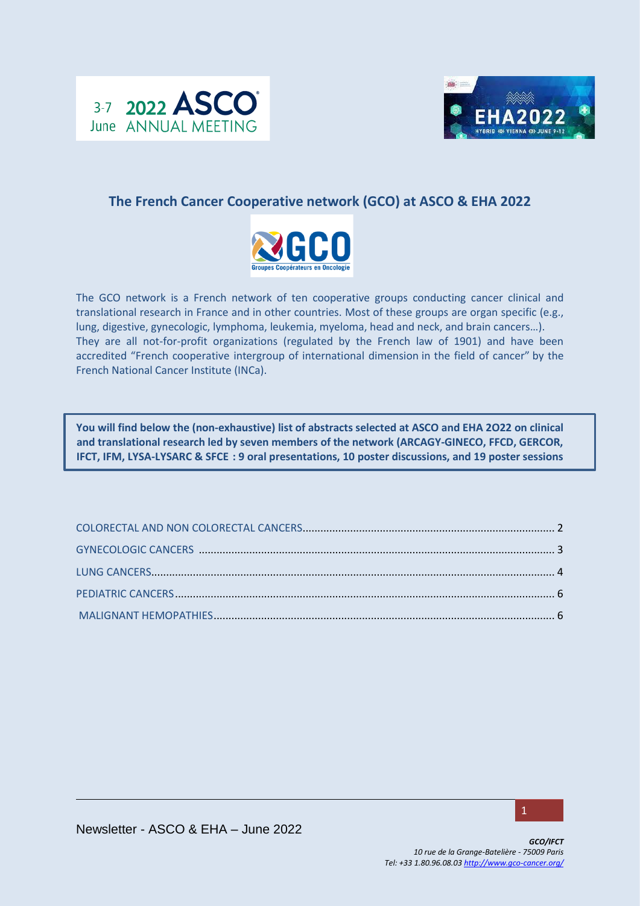## The French Cancer Cooperative network (GCO) at ASCO & EHA 2022

The GCO network is a French network of ten cooperative groups conducting cancer clinical and translational research in France and in other countries. Most of these groups are organ specific (e.g., lung, digestive, gynecologic, lymphoma, leukemia, myeloma, head and neck, and brain cancers…). They are all not-for-profit organizations (regulated by the French law of 1901) and have been accredited "French cooperative intergroup of international dimension in the field of cancer" by the French National Cancer Institute (INCa).

**You will find below the (non-exhaustive) list of abstracts selected at ASCO and EHA 2O22 on clinical and translational research led by seven members of the network (ARCAGY-GINECO, FFCD, GERCOR, IFCT, IFM, LYSA-LYSARC & SFCE : 9 oral presentations, 10 poster discussions, and 19 poster sessions**

COLORECTAL AND NON COLORECTAL CANCERS .......... 2
GYNECOLOGIC CANCERS .......... 3
LUNG CANCERS .......... 4
PEDIATRIC CANCERS .......... 6
MALIGNANT HEMOPATHIES .......... 6

Newsletter - ASCO & EHA – June 2022

*GCO/IFCT*
*10 rue de la Grange-Batelière - 75009 Paris*
*Tel: +33 1.80.96.08.03 http://www.gco-cancer.org/*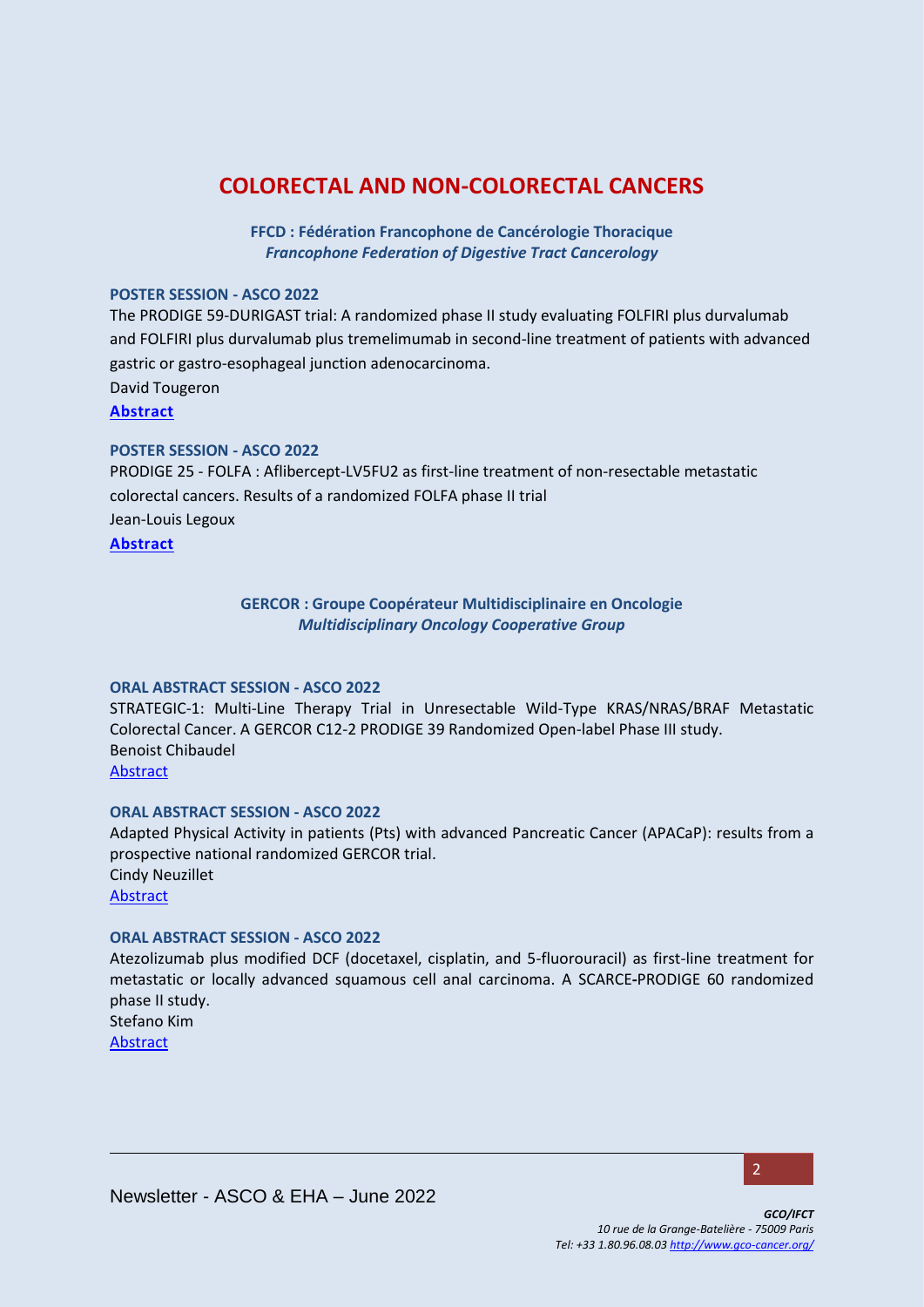# COLORECTAL AND NON-COLORECTAL CANCERS

**FFCD : Fédération Francophone de Cancérologie Thoracique**
***Francophone Federation of Digestive Tract Cancerology***

**POSTER SESSION - ASCO 2022**

The PRODIGE 59-DURIGAST trial: A randomized phase II study evaluating FOLFIRI plus durvalumab and FOLFIRI plus durvalumab plus tremelimumab in second-line treatment of patients with advanced gastric or gastro-esophageal junction adenocarcinoma.

David Tougeron

**Abstract**

**POSTER SESSION - ASCO 2022**

PRODIGE 25 - FOLFA : Aflibercept-LV5FU2 as first-line treatment of non-resectable metastatic colorectal cancers. Results of a randomized FOLFA phase II trial

Jean-Louis Legoux

**Abstract**

**GERCOR : Groupe Coopérateur Multidisciplinaire en Oncologie**
***Multidisciplinary Oncology Cooperative Group***

**ORAL ABSTRACT SESSION - ASCO 2022**

STRATEGIC-1: Multi-Line Therapy Trial in Unresectable Wild-Type KRAS/NRAS/BRAF Metastatic Colorectal Cancer. A GERCOR C12-2 PRODIGE 39 Randomized Open-label Phase III study.

Benoist Chibaudel

Abstract

**ORAL ABSTRACT SESSION - ASCO 2022**

Adapted Physical Activity in patients (Pts) with advanced Pancreatic Cancer (APACaP): results from a prospective national randomized GERCOR trial.

Cindy Neuzillet

Abstract

**ORAL ABSTRACT SESSION - ASCO 2022**

Atezolizumab plus modified DCF (docetaxel, cisplatin, and 5-fluorouracil) as first-line treatment for metastatic or locally advanced squamous cell anal carcinoma. A SCARCE-PRODIGE 60 randomized phase II study.

Stefano Kim

Abstract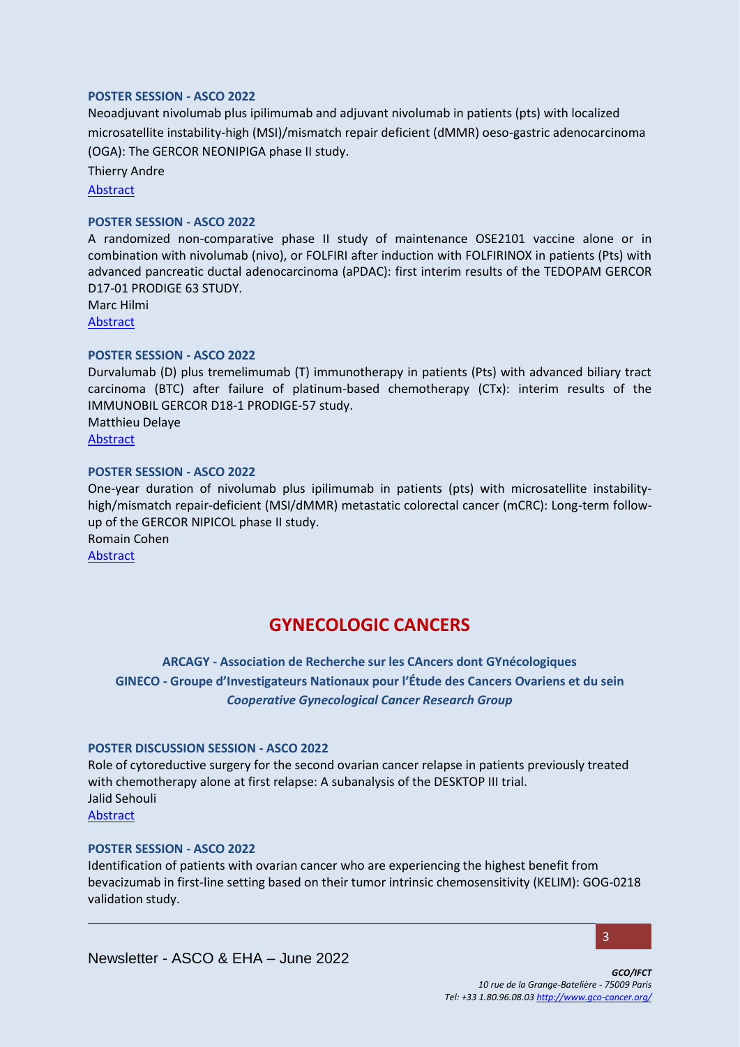**POSTER SESSION - ASCO 2022**

Neoadjuvant nivolumab plus ipilimumab and adjuvant nivolumab in patients (pts) with localized microsatellite instability-high (MSI)/mismatch repair deficient (dMMR) oeso-gastric adenocarcinoma (OGA): The GERCOR NEONIPIGA phase II study.

Thierry Andre

Abstract

**POSTER SESSION - ASCO 2022**

A randomized non-comparative phase II study of maintenance OSE2101 vaccine alone or in combination with nivolumab (nivo), or FOLFIRI after induction with FOLFIRINOX in patients (Pts) with advanced pancreatic ductal adenocarcinoma (aPDAC): first interim results of the TEDOPAM GERCOR D17-01 PRODIGE 63 STUDY.

Marc Hilmi

Abstract

**POSTER SESSION - ASCO 2022**

Durvalumab (D) plus tremelimumab (T) immunotherapy in patients (Pts) with advanced biliary tract carcinoma (BTC) after failure of platinum-based chemotherapy (CTx): interim results of the IMMUNOBIL GERCOR D18-1 PRODIGE-57 study.

Matthieu Delaye

Abstract

**POSTER SESSION - ASCO 2022**

One-year duration of nivolumab plus ipilimumab in patients (pts) with microsatellite instability-high/mismatch repair-deficient (MSI/dMMR) metastatic colorectal cancer (mCRC): Long-term follow-up of the GERCOR NIPICOL phase II study.

Romain Cohen

Abstract

## GYNECOLOGIC CANCERS

**ARCAGY - Association de Recherche sur les CAncers dont GYnécologiques**

**GINECO - Groupe d'Investigateurs Nationaux pour l'Étude des Cancers Ovariens et du sein**

***Cooperative Gynecological Cancer Research Group***

**POSTER DISCUSSION SESSION - ASCO 2022**

Role of cytoreductive surgery for the second ovarian cancer relapse in patients previously treated with chemotherapy alone at first relapse: A subanalysis of the DESKTOP III trial.

Jalid Sehouli

Abstract

**POSTER SESSION - ASCO 2022**

Identification of patients with ovarian cancer who are experiencing the highest benefit from bevacizumab in first-line setting based on their tumor intrinsic chemosensitivity (KELIM): GOG-0218 validation study.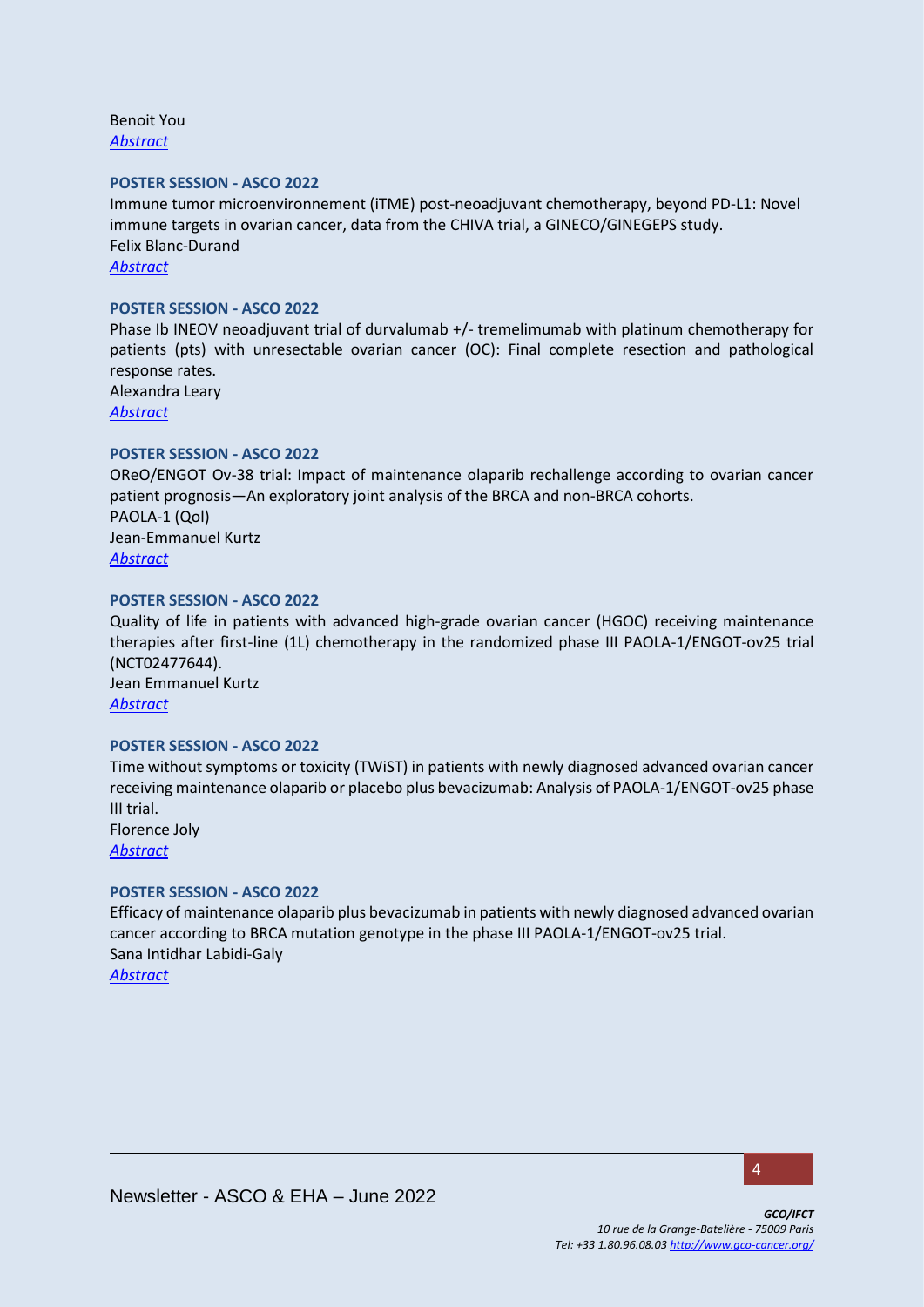Benoit You
*[Abstract]*

**POSTER SESSION - ASCO 2022**

Immune tumor microenvironnement (iTME) post-neoadjuvant chemotherapy, beyond PD-L1: Novel immune targets in ovarian cancer, data from the CHIVA trial, a GINECO/GINEGEPS study.
Felix Blanc-Durand
*[Abstract]*

**POSTER SESSION - ASCO 2022**

Phase Ib INEOV neoadjuvant trial of durvalumab +/- tremelimumab with platinum chemotherapy for patients (pts) with unresectable ovarian cancer (OC): Final complete resection and pathological response rates.
Alexandra Leary
*[Abstract]*

**POSTER SESSION - ASCO 2022**

OReO/ENGOT Ov-38 trial: Impact of maintenance olaparib rechallenge according to ovarian cancer patient prognosis—An exploratory joint analysis of the BRCA and non-BRCA cohorts.
PAOLA-1 (Qol)
Jean-Emmanuel Kurtz
*[Abstract]*

**POSTER SESSION - ASCO 2022**

Quality of life in patients with advanced high-grade ovarian cancer (HGOC) receiving maintenance therapies after first-line (1L) chemotherapy in the randomized phase III PAOLA-1/ENGOT-ov25 trial (NCT02477644).
Jean Emmanuel Kurtz
*[Abstract]*

**POSTER SESSION - ASCO 2022**

Time without symptoms or toxicity (TWiST) in patients with newly diagnosed advanced ovarian cancer receiving maintenance olaparib or placebo plus bevacizumab: Analysis of PAOLA-1/ENGOT-ov25 phase III trial.
Florence Joly
*[Abstract]*

**POSTER SESSION - ASCO 2022**

Efficacy of maintenance olaparib plus bevacizumab in patients with newly diagnosed advanced ovarian cancer according to BRCA mutation genotype in the phase III PAOLA-1/ENGOT-ov25 trial.
Sana Intidhar Labidi-Galy
*[Abstract]*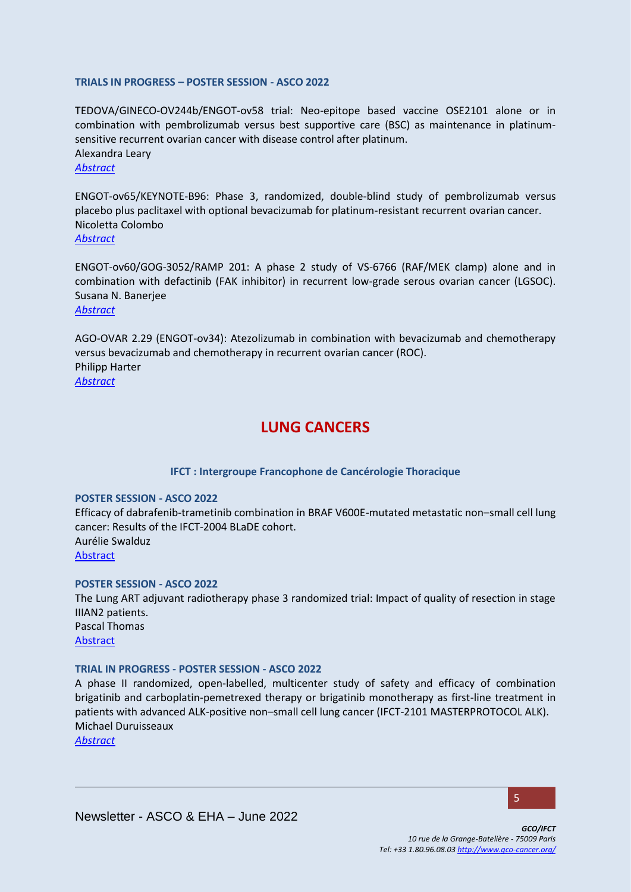**TRIALS IN PROGRESS – POSTER SESSION - ASCO 2022**

TEDOVA/GINECO-OV244b/ENGOT-ov58 trial: Neo-epitope based vaccine OSE2101 alone or in combination with pembrolizumab versus best supportive care (BSC) as maintenance in platinum-sensitive recurrent ovarian cancer with disease control after platinum.
Alexandra Leary
*Abstract*

ENGOT-ov65/KEYNOTE-B96: Phase 3, randomized, double-blind study of pembrolizumab versus placebo plus paclitaxel with optional bevacizumab for platinum-resistant recurrent ovarian cancer.
Nicoletta Colombo
*Abstract*

ENGOT-ov60/GOG-3052/RAMP 201: A phase 2 study of VS-6766 (RAF/MEK clamp) alone and in combination with defactinib (FAK inhibitor) in recurrent low-grade serous ovarian cancer (LGSOC).
Susana N. Banerjee
*Abstract*

AGO-OVAR 2.29 (ENGOT-ov34): Atezolizumab in combination with bevacizumab and chemotherapy versus bevacizumab and chemotherapy in recurrent ovarian cancer (ROC).
Philipp Harter
*Abstract*

# LUNG CANCERS

### IFCT : Intergroupe Francophone de Cancérologie Thoracique

**POSTER SESSION - ASCO 2022**

Efficacy of dabrafenib-trametinib combination in BRAF V600E-mutated metastatic non–small cell lung cancer: Results of the IFCT-2004 BLaDE cohort.
Aurélie Swalduz
Abstract

**POSTER SESSION - ASCO 2022**

The Lung ART adjuvant radiotherapy phase 3 randomized trial: Impact of quality of resection in stage IIIAN2 patients.
Pascal Thomas
Abstract

**TRIAL IN PROGRESS - POSTER SESSION - ASCO 2022**

A phase II randomized, open-labelled, multicenter study of safety and efficacy of combination brigatinib and carboplatin-pemetrexed therapy or brigatinib monotherapy as first-line treatment in patients with advanced ALK-positive non–small cell lung cancer (IFCT-2101 MASTERPROTOCOL ALK).
Michael Duruisseaux
*Abstract*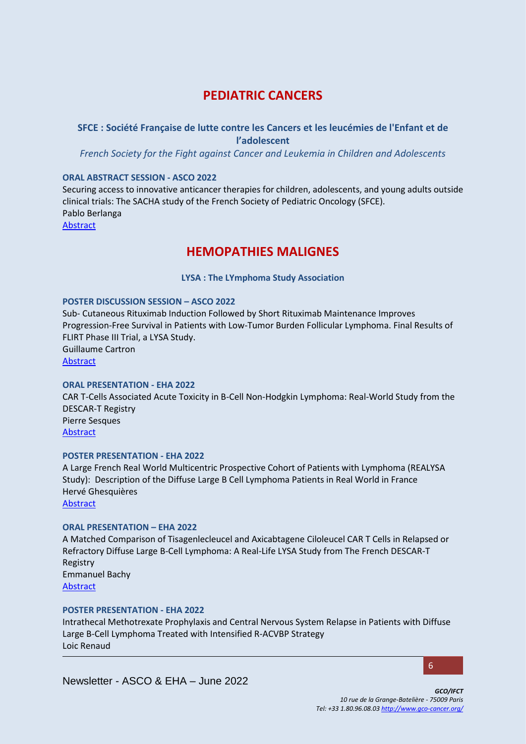# PEDIATRIC CANCERS

## SFCE : Société Française de lutte contre les Cancers et les leucémies de l'Enfant et de l'adolescent

*French Society for the Fight against Cancer and Leukemia in Children and Adolescents*

**ORAL ABSTRACT SESSION - ASCO 2022**

Securing access to innovative anticancer therapies for children, adolescents, and young adults outside clinical trials: The SACHA study of the French Society of Pediatric Oncology (SFCE).
Pablo Berlanga
Abstract

# HEMOPATHIES MALIGNES

## LYSA : The LYmphoma Study Association

**POSTER DISCUSSION SESSION – ASCO 2022**

Sub- Cutaneous Rituximab Induction Followed by Short Rituximab Maintenance Improves Progression-Free Survival in Patients with Low-Tumor Burden Follicular Lymphoma. Final Results of FLIRT Phase III Trial, a LYSA Study.
Guillaume Cartron
Abstract

**ORAL PRESENTATION - EHA 2022**

CAR T-Cells Associated Acute Toxicity in B-Cell Non-Hodgkin Lymphoma: Real-World Study from the DESCAR-T Registry
Pierre Sesques
Abstract

**POSTER PRESENTATION - EHA 2022**

A Large French Real World Multicentric Prospective Cohort of Patients with Lymphoma (REALYSA Study): Description of the Diffuse Large B Cell Lymphoma Patients in Real World in France
Hervé Ghesquières
Abstract

**ORAL PRESENTATION – EHA 2022**

A Matched Comparison of Tisagenlecleucel and Axicabtagene Ciloleucel CAR T Cells in Relapsed or Refractory Diffuse Large B-Cell Lymphoma: A Real-Life LYSA Study from The French DESCAR-T Registry
Emmanuel Bachy
Abstract

**POSTER PRESENTATION - EHA 2022**

Intrathecal Methotrexate Prophylaxis and Central Nervous System Relapse in Patients with Diffuse Large B-Cell Lymphoma Treated with Intensified R-ACVBP Strategy
Loic Renaud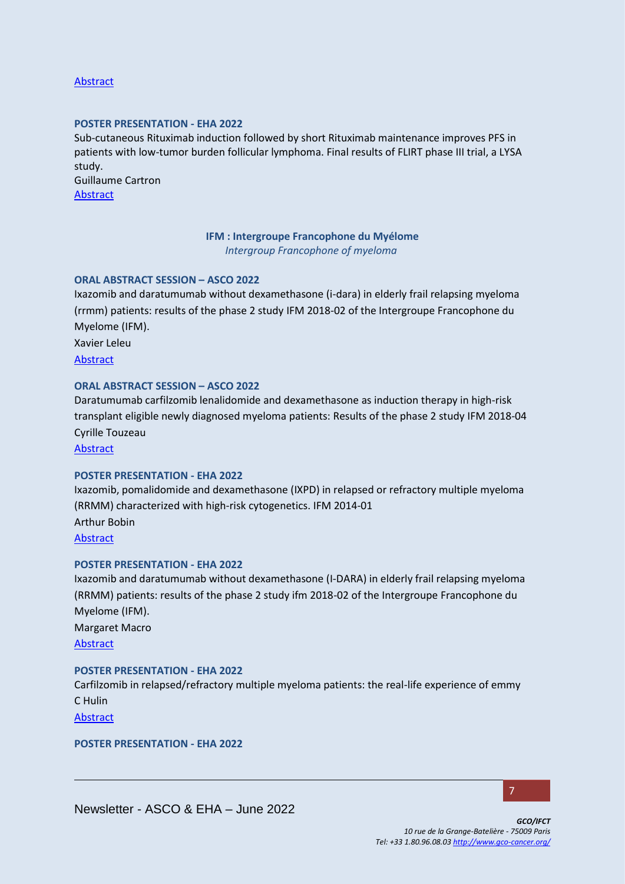Abstract

**POSTER PRESENTATION - EHA 2022**

Sub-cutaneous Rituximab induction followed by short Rituximab maintenance improves PFS in patients with low-tumor burden follicular lymphoma. Final results of FLIRT phase III trial, a LYSA study.
Guillaume Cartron
Abstract

**IFM : Intergroupe Francophone du Myélome**
*Intergroup Francophone of myeloma*

**ORAL ABSTRACT SESSION – ASCO 2022**

Ixazomib and daratumumab without dexamethasone (i-dara) in elderly frail relapsing myeloma (rrmm) patients: results of the phase 2 study IFM 2018-02 of the Intergroupe Francophone du Myelome (IFM).
Xavier Leleu
Abstract

**ORAL ABSTRACT SESSION – ASCO 2022**

Daratumumab carfilzomib lenalidomide and dexamethasone as induction therapy in high-risk transplant eligible newly diagnosed myeloma patients: Results of the phase 2 study IFM 2018-04
Cyrille Touzeau
Abstract

**POSTER PRESENTATION - EHA 2022**

Ixazomib, pomalidomide and dexamethasone (IXPD) in relapsed or refractory multiple myeloma (RRMM) characterized with high-risk cytogenetics. IFM 2014-01
Arthur Bobin
Abstract

**POSTER PRESENTATION - EHA 2022**

Ixazomib and daratumumab without dexamethasone (I-DARA) in elderly frail relapsing myeloma (RRMM) patients: results of the phase 2 study ifm 2018-02 of the Intergroupe Francophone du Myelome (IFM).
Margaret Macro
Abstract

**POSTER PRESENTATION - EHA 2022**

Carfilzomib in relapsed/refractory multiple myeloma patients: the real-life experience of emmy
C Hulin
Abstract

**POSTER PRESENTATION - EHA 2022**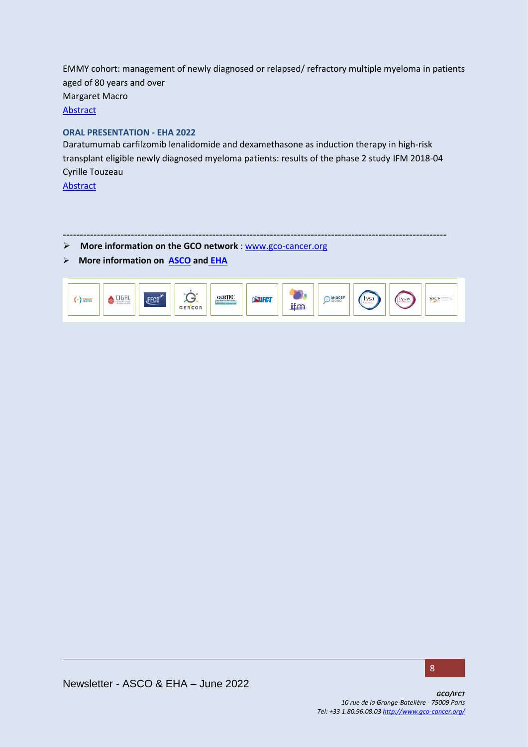EMMY cohort: management of newly diagnosed or relapsed/ refractory multiple myeloma in patients aged of 80 years and over
Margaret Macro
Abstract

### ORAL PRESENTATION - EHA 2022

Daratumumab carfilzomib lenalidomide and dexamethasone as induction therapy in high-risk transplant eligible newly diagnosed myeloma patients: results of the phase 2 study IFM 2018-04
Cyrille Touzeau
Abstract

---

- **More information on the GCO network** : www.gco-cancer.org
- **More information on ASCO and EHA**

Newsletter - ASCO & EHA – June 2022

*GCO/IFCT*
*10 rue de la Grange-Batelière - 75009 Paris*
*Tel: +33 1.80.96.08.03* *http://www.gco-cancer.org/*